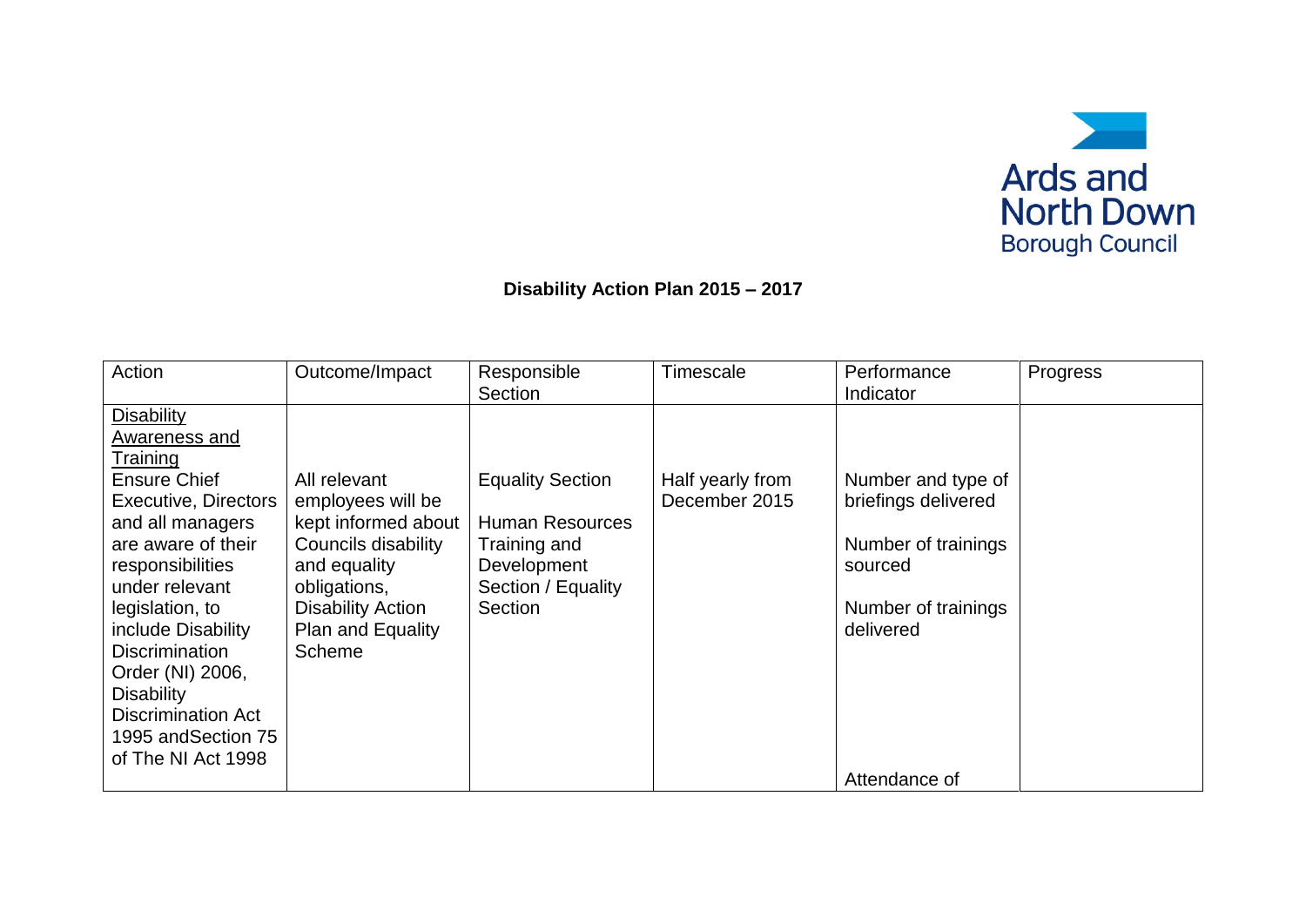Ards and North Down Borough Council

**Disability Action Plan 2015 – 2017**

| Action | Outcome/Impact | Responsible Section | Timescale | Performance Indicator | Progress |
|---|---|---|---|---|---|
| Disability Awareness and Training<br>Ensure Chief Executive, Directors and all managers are aware of their responsibilities under relevant legislation, to include Disability Discrimination Order (NI) 2006, Disability Discrimination Act 1995 andSection 75 of The NI Act 1998 | All relevant employees will be kept informed about Councils disability and equality obligations, Disability Action Plan and Equality Scheme | Equality Section<br><br>Human Resources Training and Development Section / Equality Section | Half yearly from December 2015 | Number and type of briefings delivered<br><br>Number of trainings sourced<br><br>Number of trainings delivered<br><br>Attendance of | |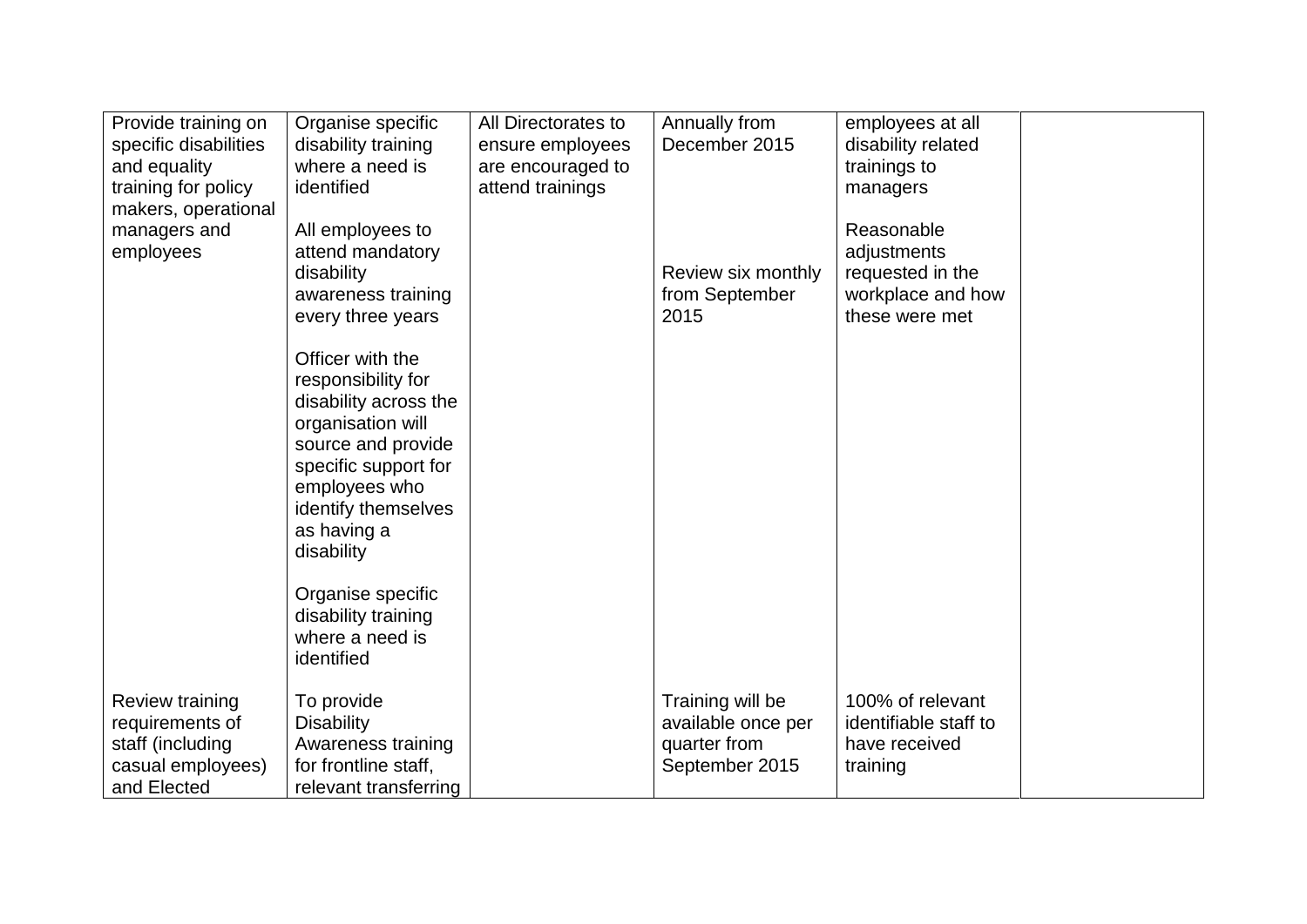| | | | | | |
|---|---|---|---|---|---|
| Provide training on specific disabilities and equality training for policy makers, operational managers and employees | Organise specific disability training where a need is identified<br><br>All employees to attend mandatory disability awareness training every three years<br><br>Officer with the responsibility for disability across the organisation will source and provide specific support for employees who identify themselves as having a disability<br><br>Organise specific disability training where a need is identified | All Directorates to ensure employees are encouraged to attend trainings | Annually from December 2015<br><br>Review six monthly from September 2015 | employees at all disability related trainings to managers<br><br>Reasonable adjustments requested in the workplace and how these were met | |
| Review training requirements of staff (including casual employees) and Elected | To provide Disability Awareness training for frontline staff, relevant transferring | | Training will be available once per quarter from September 2015 | 100% of relevant identifiable staff to have received training | |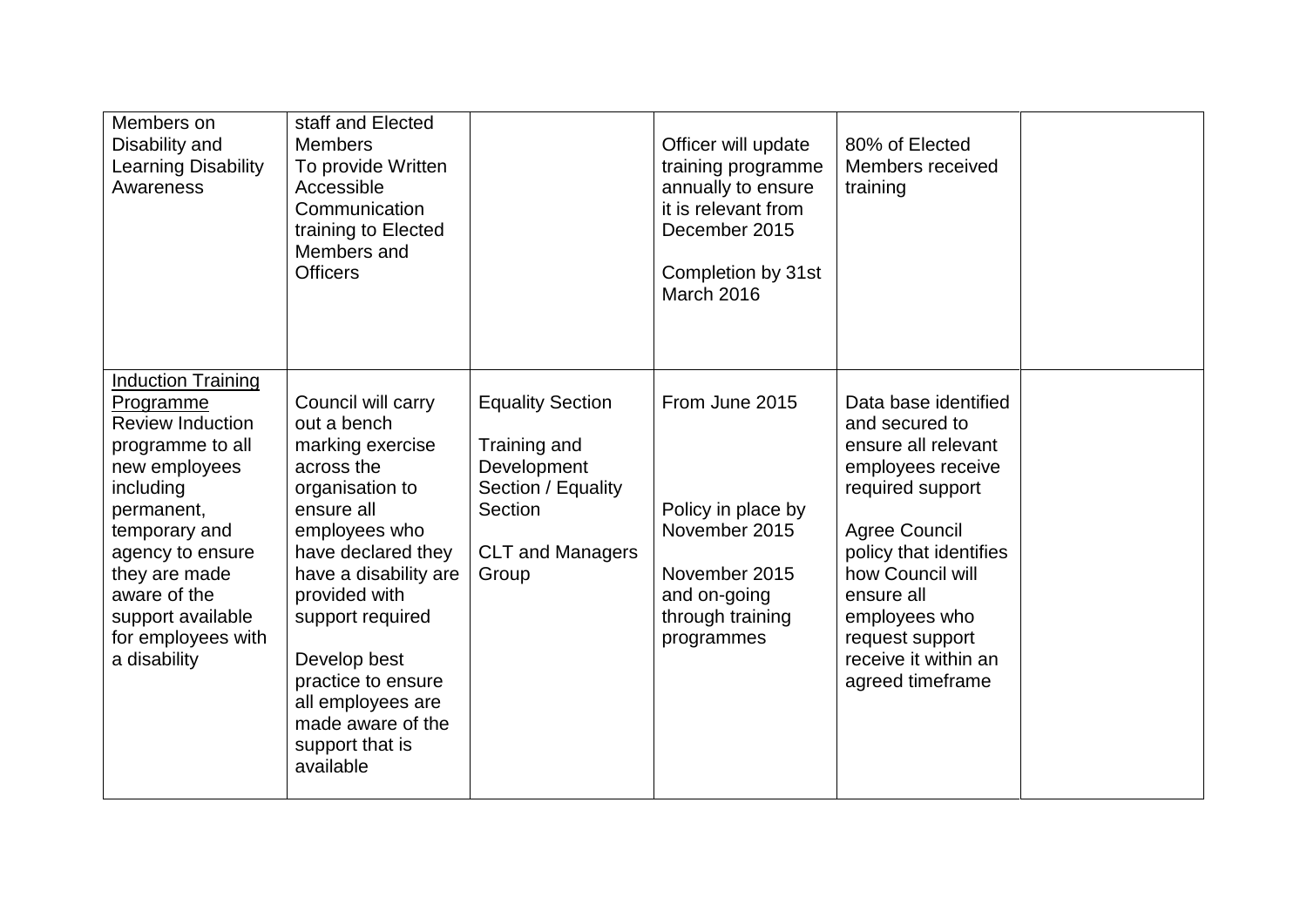| | | | | | |
|---|---|---|---|---|---|
| Members on Disability and Learning Disability Awareness | staff and Elected Members<br>To provide Written Accessible Communication training to Elected Members and Officers | | Officer will update training programme annually to ensure it is relevant from December 2015<br><br>Completion by 31st March 2016 | 80% of Elected Members received training | |
| <u>Induction Training Programme</u><br>Review Induction programme to all new employees including permanent, temporary and agency to ensure they are made aware of the support available for employees with a disability | Council will carry out a bench marking exercise across the organisation to ensure all employees who have declared they have a disability are provided with support required<br><br>Develop best practice to ensure all employees are made aware of the support that is available | Equality Section<br><br>Training and Development Section / Equality Section<br><br>CLT and Managers Group | From June 2015<br><br>Policy in place by November 2015<br><br>November 2015 and on-going through training programmes | Data base identified and secured to ensure all relevant employees receive required support<br><br>Agree Council policy that identifies how Council will ensure all employees who request support receive it within an agreed timeframe | |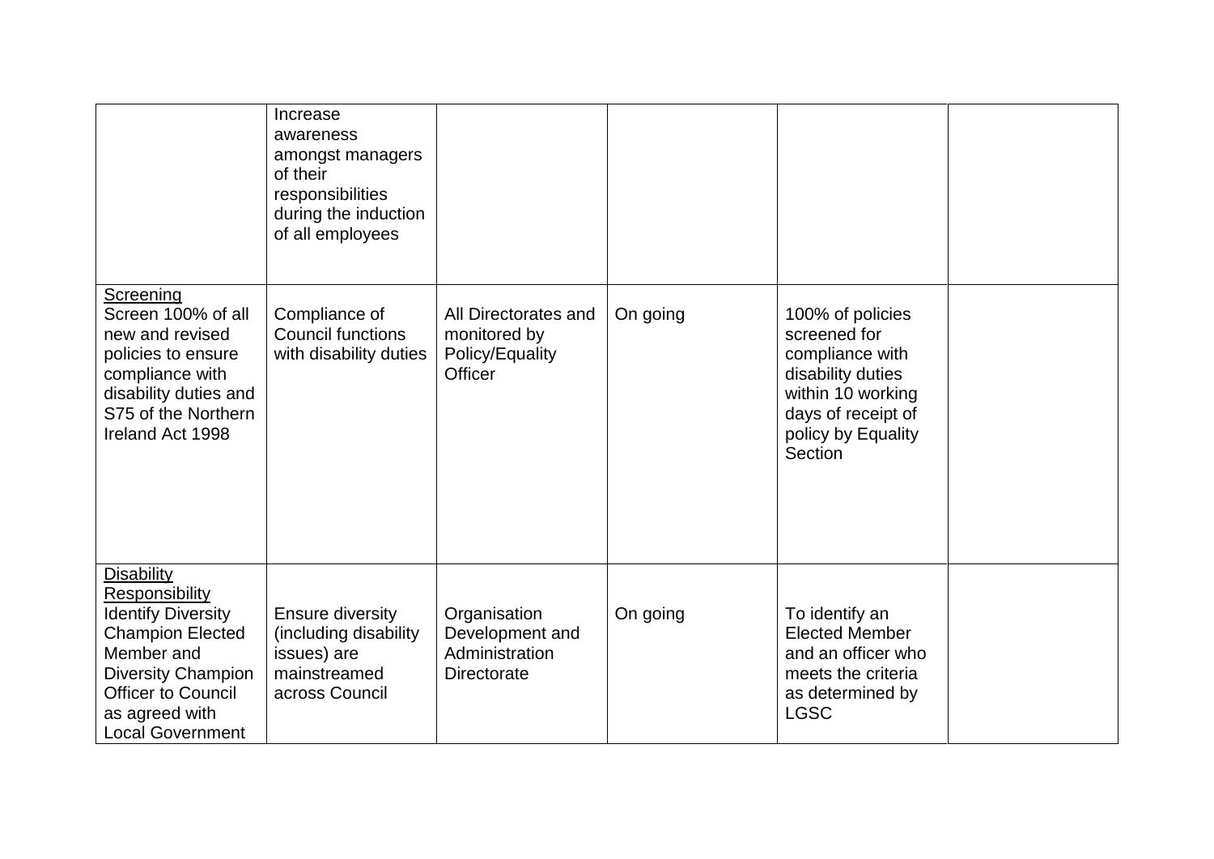| | | | | | |
|---|---|---|---|---|---|
| | Increase awareness amongst managers of their responsibilities during the induction of all employees | | | | |
| Screening<br>Screen 100% of all new and revised policies to ensure compliance with disability duties and S75 of the Northern Ireland Act 1998 | Compliance of Council functions with disability duties | All Directorates and monitored by Policy/Equality Officer | On going | 100% of policies screened for compliance with disability duties within 10 working days of receipt of policy by Equality Section | |
| Disability Responsibility<br>Identify Diversity Champion Elected Member and Diversity Champion Officer to Council as agreed with Local Government | Ensure diversity (including disability issues) are mainstreamed across Council | Organisation Development and Administration Directorate | On going | To identify an Elected Member and an officer who meets the criteria as determined by LGSC | |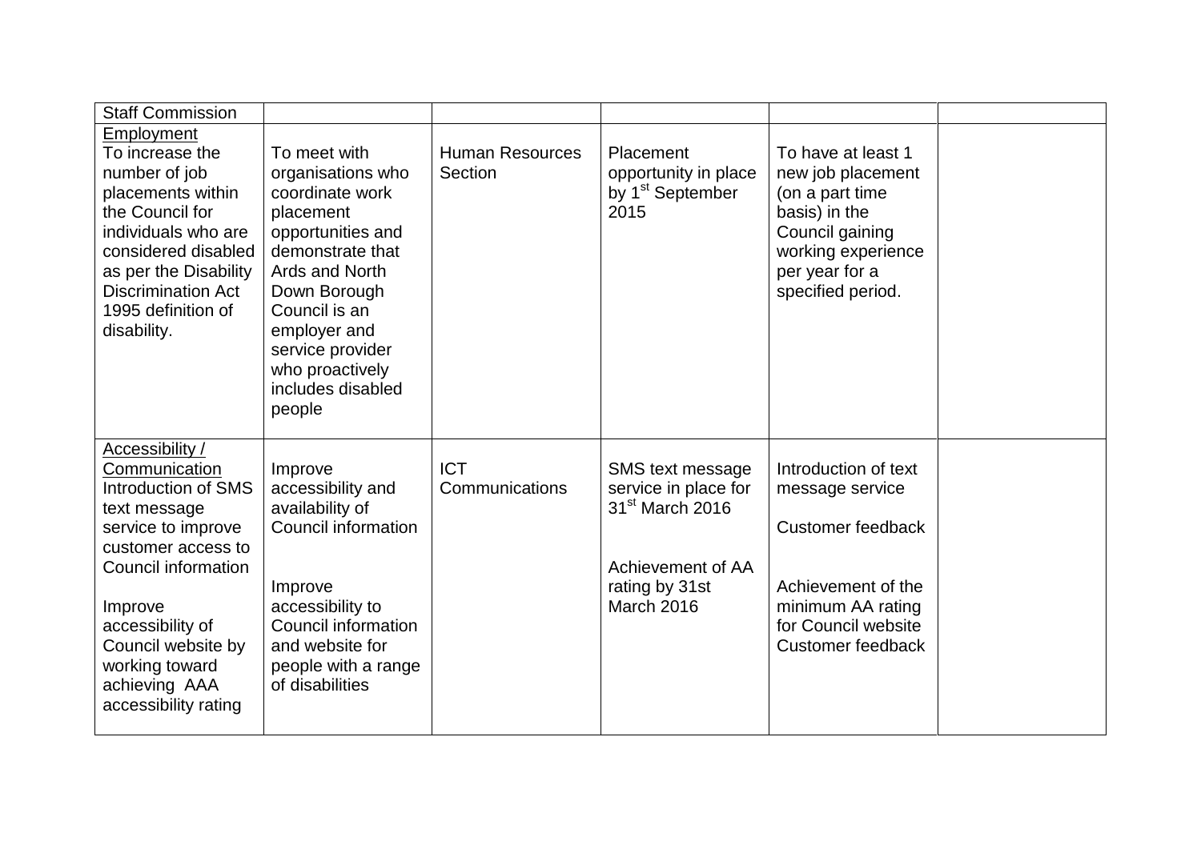| Staff Commission | | | | | |
|---|---|---|---|---|---|
| Employment<br>To increase the number of job placements within the Council for individuals who are considered disabled as per the Disability Discrimination Act 1995 definition of disability. | To meet with organisations who coordinate work placement opportunities and demonstrate that Ards and North Down Borough Council is an employer and service provider who proactively includes disabled people | Human Resources Section | Placement opportunity in place by 1st September 2015 | To have at least 1 new job placement (on a part time basis) in the Council gaining working experience per year for a specified period. | |
| Accessibility / Communication<br>Introduction of SMS text message service to improve customer access to Council information<br><br>Improve accessibility of Council website by working toward achieving AAA accessibility rating | Improve accessibility and availability of Council information<br><br>Improve accessibility to Council information and website for people with a range of disabilities | ICT Communications | SMS text message service in place for 31st March 2016<br><br>Achievement of AA rating by 31st March 2016 | Introduction of text message service<br><br>Customer feedback<br><br>Achievement of the minimum AA rating for Council website<br>Customer feedback | |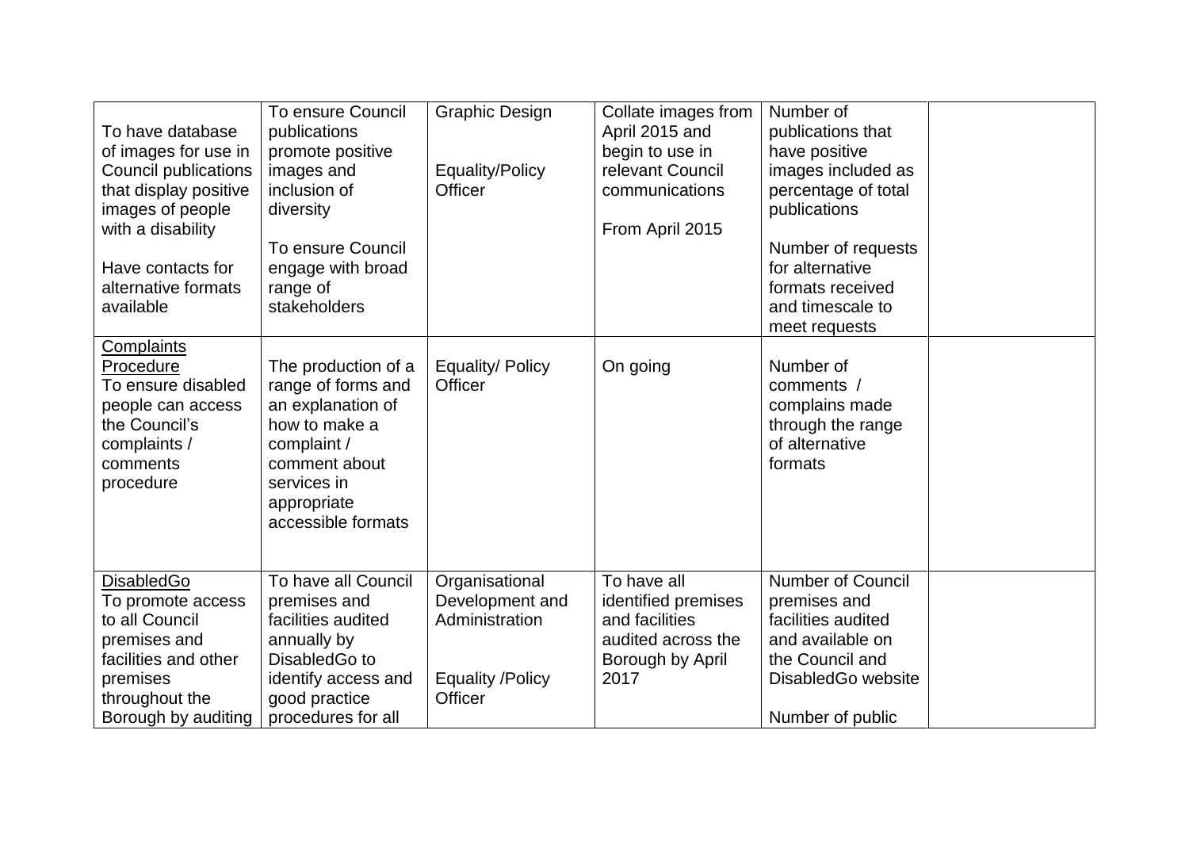| | | | | | |
|---|---|---|---|---|---|
| To have database of images for use in Council publications that display positive images of people with a disability<br><br>Have contacts for alternative formats available | To ensure Council publications promote positive images and inclusion of diversity<br><br>To ensure Council engage with broad range of stakeholders | Graphic Design<br><br>Equality/Policy Officer | Collate images from April 2015 and begin to use in relevant Council communications<br><br>From April 2015 | Number of publications that have positive images included as percentage of total publications<br><br>Number of requests for alternative formats received and timescale to meet requests | |
| <u>Complaints Procedure</u><br>To ensure disabled people can access the Council's complaints / comments procedure | The production of a range of forms and an explanation of how to make a complaint / comment about services in appropriate accessible formats | Equality/ Policy Officer | On going | Number of comments / complains made through the range of alternative formats | |
| <u>DisabledGo</u><br>To promote access to all Council premises and facilities and other premises throughout the Borough by auditing | To have all Council premises and facilities audited annually by DisabledGo to identify access and good practice procedures for all | Organisational Development and Administration<br><br>Equality /Policy Officer | To have all identified premises and facilities audited across the Borough by April 2017 | Number of Council premises and facilities audited and available on the Council and DisabledGo website<br><br>Number of public | |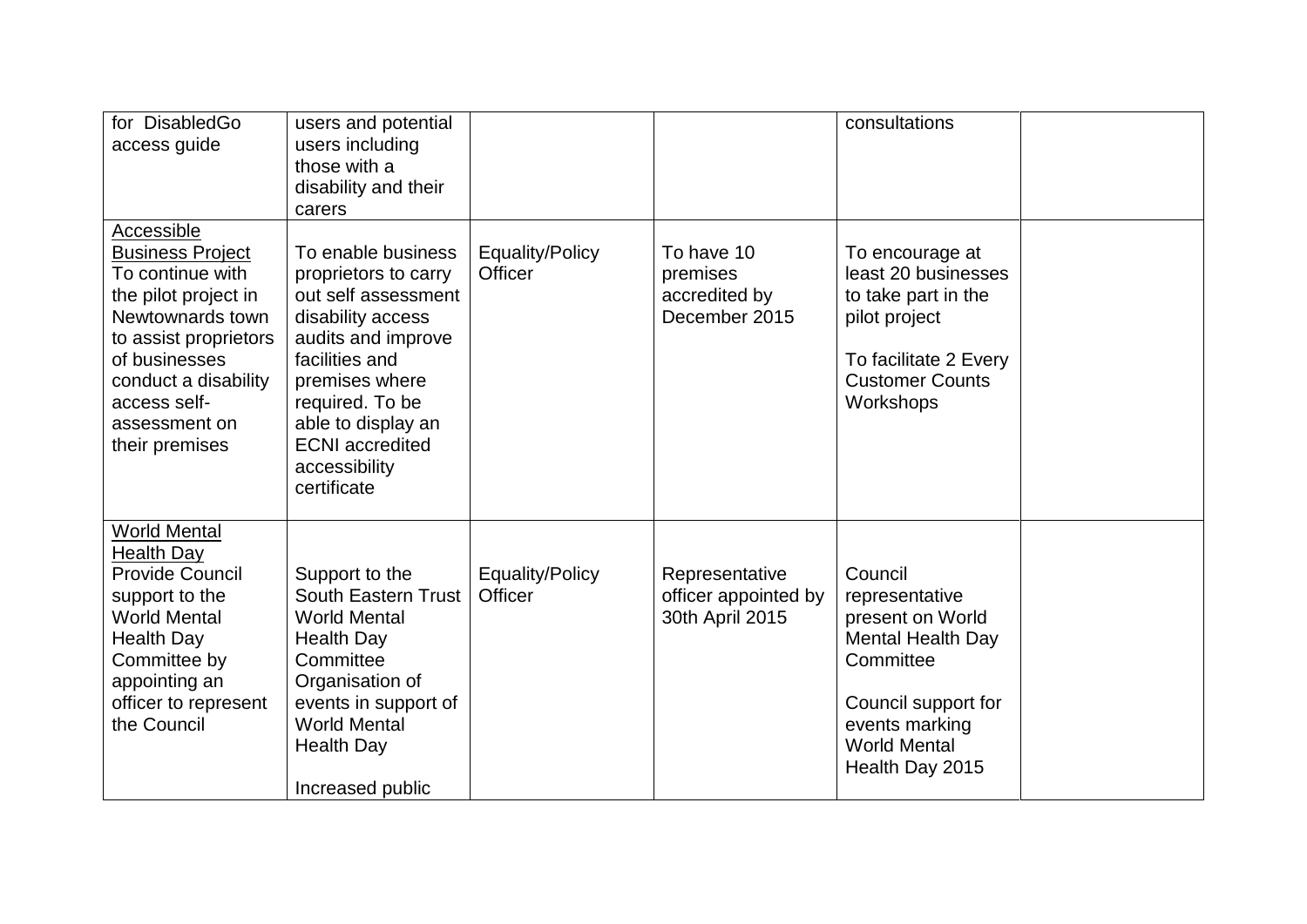| | | | | | |
|---|---|---|---|---|---|
| for DisabledGo access guide | users and potential users including those with a disability and their carers | | | consultations | |
| <u>Accessible Business Project</u> To continue with the pilot project in Newtownards town to assist proprietors of businesses conduct a disability access self-assessment on their premises | To enable business proprietors to carry out self assessment disability access audits and improve facilities and premises where required. To be able to display an ECNI accredited accessibility certificate | Equality/Policy Officer | To have 10 premises accredited by December 2015 | To encourage at least 20 businesses to take part in the pilot project<br><br>To facilitate 2 Every Customer Counts Workshops | |
| <u>World Mental Health Day</u> Provide Council support to the World Mental Health Day Committee by appointing an officer to represent the Council | Support to the South Eastern Trust World Mental Health Day Committee Organisation of events in support of World Mental Health Day<br><br>Increased public | Equality/Policy Officer | Representative officer appointed by 30th April 2015 | Council representative present on World Mental Health Day Committee<br><br>Council support for events marking World Mental Health Day 2015 | |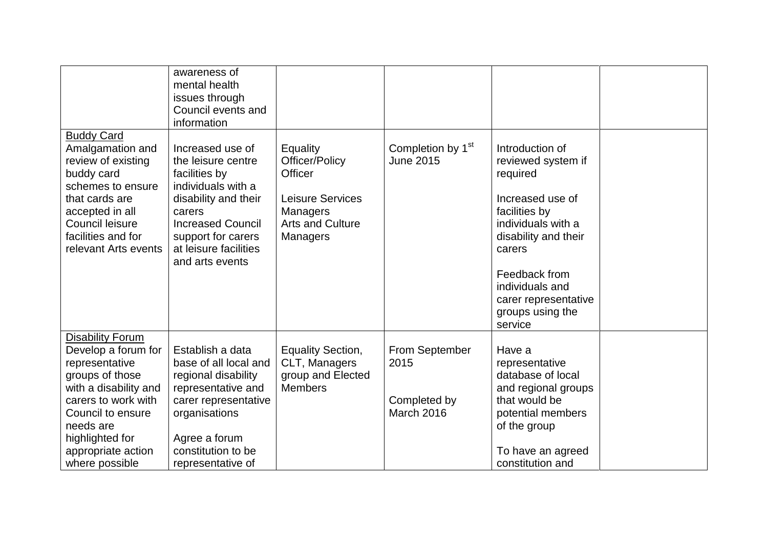| | | | | | |
|---|---|---|---|---|---|
| | awareness of mental health issues through Council events and information | | | | |
| <u>Buddy Card</u><br>Amalgamation and review of existing buddy card schemes to ensure that cards are accepted in all Council leisure facilities and for relevant Arts events | Increased use of the leisure centre facilities by individuals with a disability and their carers<br>Increased Council support for carers at leisure facilities and arts events | Equality Officer/Policy Officer<br><br>Leisure Services Managers<br>Arts and Culture Managers | Completion by 1st June 2015 | Introduction of reviewed system if required<br><br>Increased use of facilities by individuals with a disability and their carers<br><br>Feedback from individuals and carer representative groups using the service | |
| <u>Disability Forum</u><br>Develop a forum for representative groups of those with a disability and carers to work with Council to ensure needs are highlighted for appropriate action where possible | Establish a data base of all local and regional disability representative and carer representative organisations<br><br>Agree a forum constitution to be representative of | Equality Section, CLT, Managers group and Elected Members | From September 2015<br><br>Completed by March 2016 | Have a representative database of local and regional groups that would be potential members of the group<br><br>To have an agreed constitution and | |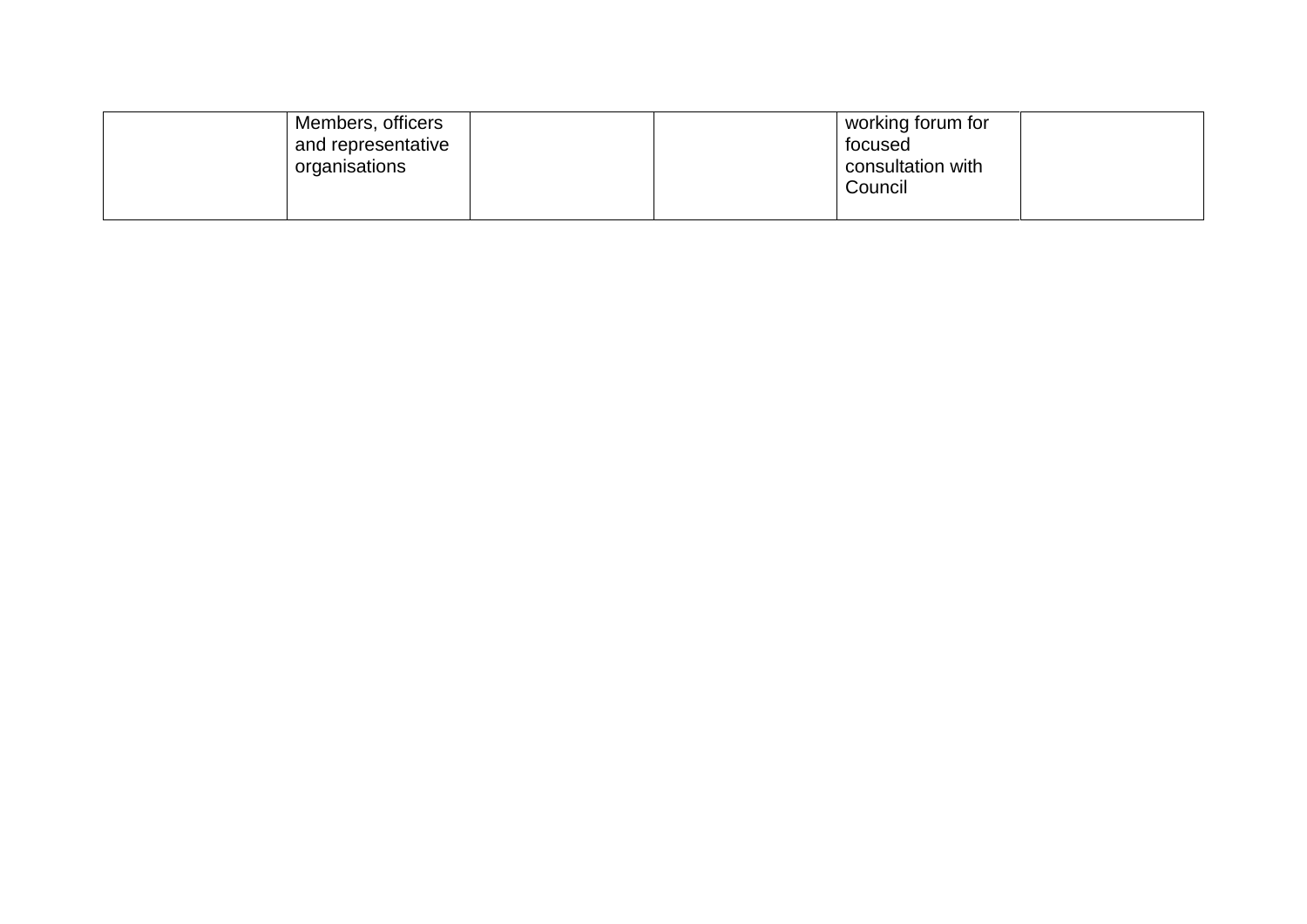| | | | | | |
|---|---|---|---|---|---|
| | Members, officers and representative organisations | | | working forum for focused consultation with Council | |